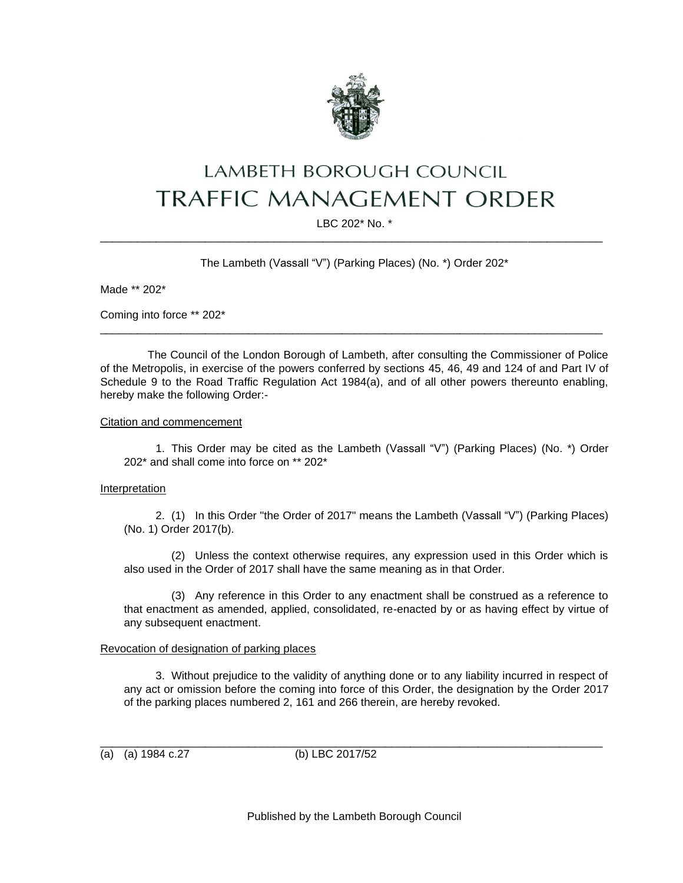# LAMBETH BOROUGH COUNCIL
# TRAFFIC MANAGEMENT ORDER

LBC 202* No. *

---

The Lambeth (Vassall "V") (Parking Places) (No. *) Order 202*

Made ** 202*

Coming into force ** 202*

---

The Council of the London Borough of Lambeth, after consulting the Commissioner of Police of the Metropolis, in exercise of the powers conferred by sections 45, 46, 49 and 124 of and Part IV of Schedule 9 to the Road Traffic Regulation Act 1984(a), and of all other powers thereunto enabling, hereby make the following Order:-

Citation and commencement

1. This Order may be cited as the Lambeth (Vassall "V") (Parking Places) (No. *) Order 202* and shall come into force on ** 202*

Interpretation

2. (1) In this Order "the Order of 2017" means the Lambeth (Vassall "V") (Parking Places) (No. 1) Order 2017(b).

(2) Unless the context otherwise requires, any expression used in this Order which is also used in the Order of 2017 shall have the same meaning as in that Order.

(3) Any reference in this Order to any enactment shall be construed as a reference to that enactment as amended, applied, consolidated, re-enacted by or as having effect by virtue of any subsequent enactment.

Revocation of designation of parking places

3. Without prejudice to the validity of anything done or to any liability incurred in respect of any act or omission before the coming into force of this Order, the designation by the Order 2017 of the parking places numbered 2, 161 and 266 therein, are hereby revoked.

---

(a) (a) 1984 c.27 (b) LBC 2017/52

Published by the Lambeth Borough Council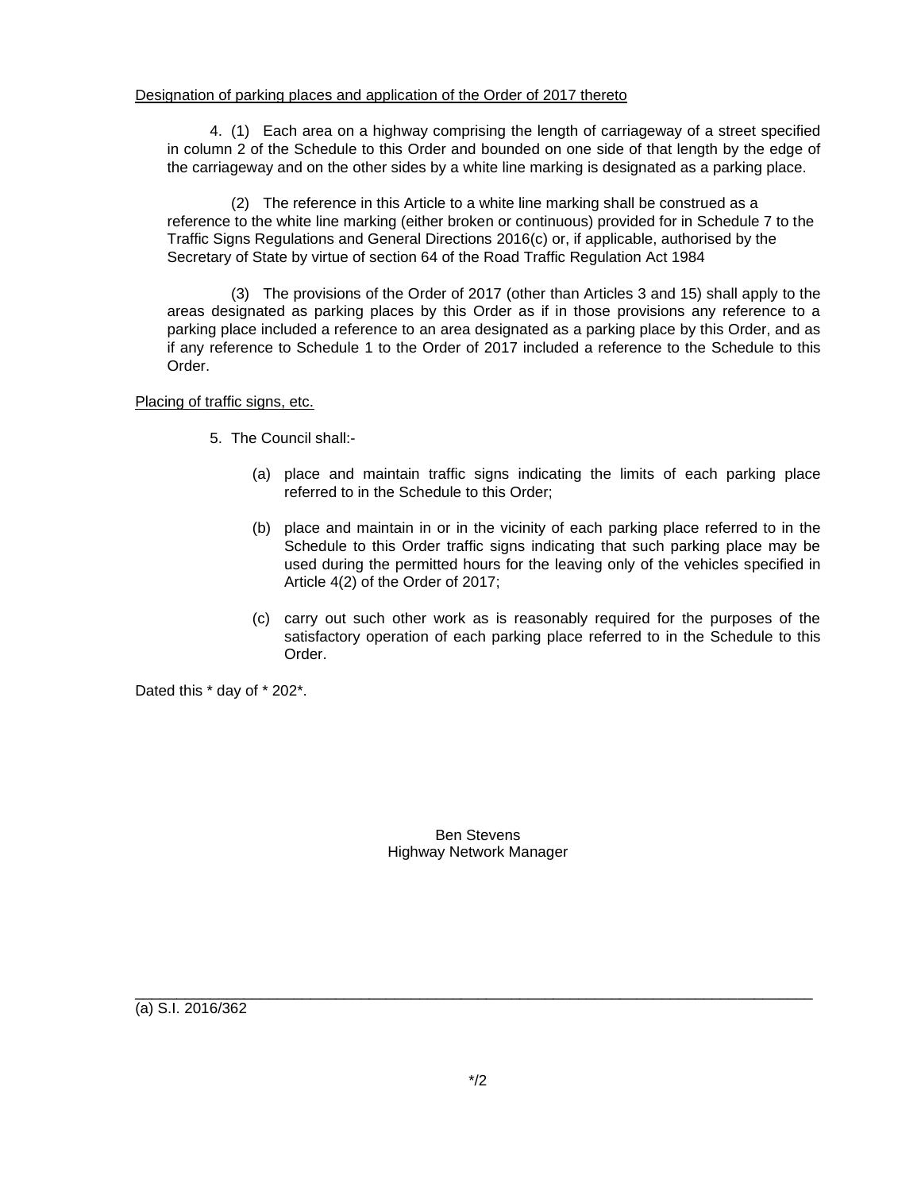Designation of parking places and application of the Order of 2017 thereto

4. (1) Each area on a highway comprising the length of carriageway of a street specified in column 2 of the Schedule to this Order and bounded on one side of that length by the edge of the carriageway and on the other sides by a white line marking is designated as a parking place.

(2) The reference in this Article to a white line marking shall be construed as a reference to the white line marking (either broken or continuous) provided for in Schedule 7 to the Traffic Signs Regulations and General Directions 2016(c) or, if applicable, authorised by the Secretary of State by virtue of section 64 of the Road Traffic Regulation Act 1984

(3) The provisions of the Order of 2017 (other than Articles 3 and 15) shall apply to the areas designated as parking places by this Order as if in those provisions any reference to a parking place included a reference to an area designated as a parking place by this Order, and as if any reference to Schedule 1 to the Order of 2017 included a reference to the Schedule to this Order.

Placing of traffic signs, etc.

5. The Council shall:-

(a) place and maintain traffic signs indicating the limits of each parking place referred to in the Schedule to this Order;

(b) place and maintain in or in the vicinity of each parking place referred to in the Schedule to this Order traffic signs indicating that such parking place may be used during the permitted hours for the leaving only of the vehicles specified in Article 4(2) of the Order of 2017;

(c) carry out such other work as is reasonably required for the purposes of the satisfactory operation of each parking place referred to in the Schedule to this Order.

Dated this * day of * 202*.

Ben Stevens
Highway Network Manager

---

(a) S.I. 2016/362

*/2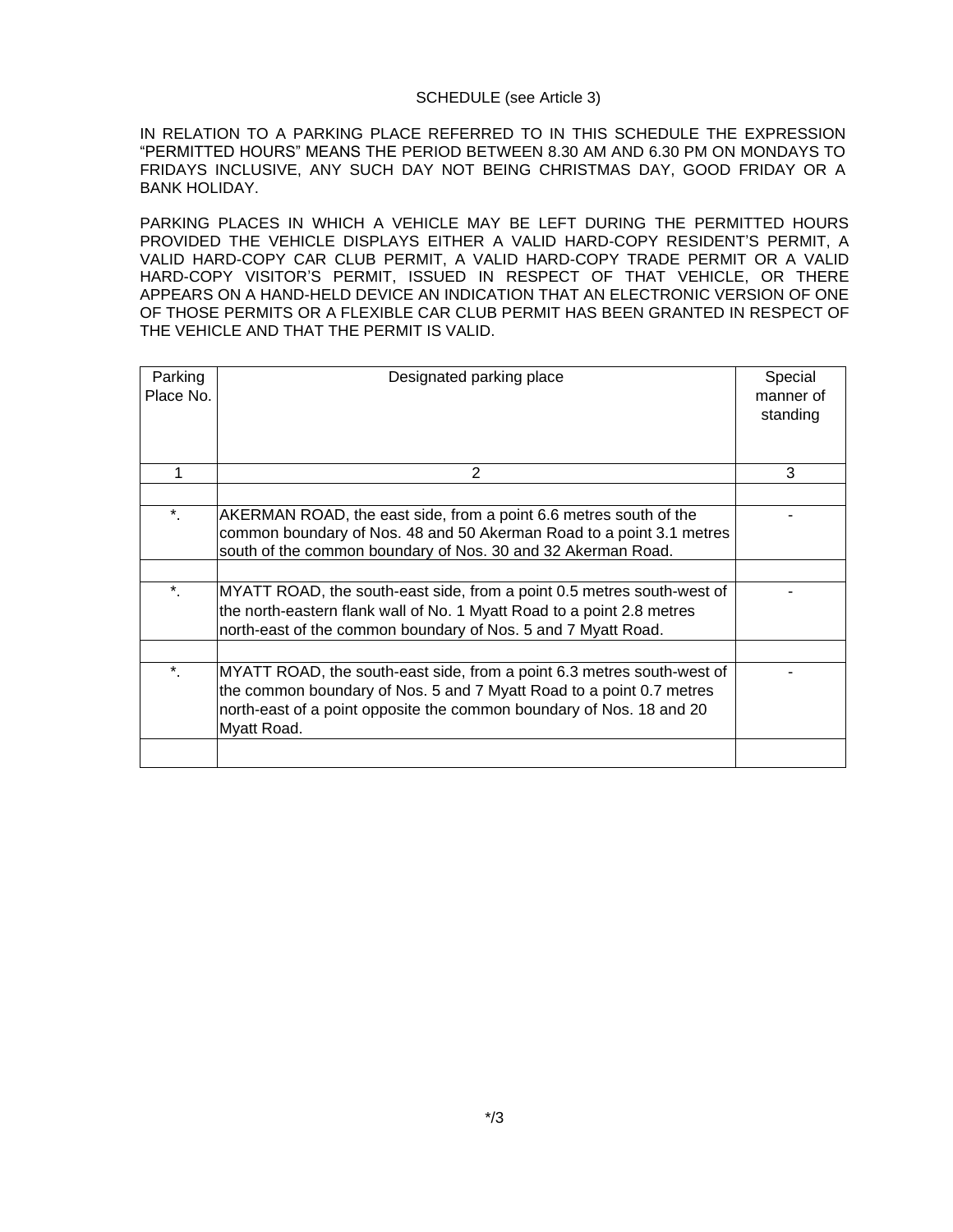SCHEDULE (see Article 3)

IN RELATION TO A PARKING PLACE REFERRED TO IN THIS SCHEDULE THE EXPRESSION "PERMITTED HOURS" MEANS THE PERIOD BETWEEN 8.30 AM AND 6.30 PM ON MONDAYS TO FRIDAYS INCLUSIVE, ANY SUCH DAY NOT BEING CHRISTMAS DAY, GOOD FRIDAY OR A BANK HOLIDAY.

PARKING PLACES IN WHICH A VEHICLE MAY BE LEFT DURING THE PERMITTED HOURS PROVIDED THE VEHICLE DISPLAYS EITHER A VALID HARD-COPY RESIDENT'S PERMIT, A VALID HARD-COPY CAR CLUB PERMIT, A VALID HARD-COPY TRADE PERMIT OR A VALID HARD-COPY VISITOR'S PERMIT, ISSUED IN RESPECT OF THAT VEHICLE, OR THERE APPEARS ON A HAND-HELD DEVICE AN INDICATION THAT AN ELECTRONIC VERSION OF ONE OF THOSE PERMITS OR A FLEXIBLE CAR CLUB PERMIT HAS BEEN GRANTED IN RESPECT OF THE VEHICLE AND THAT THE PERMIT IS VALID.

| Parking Place No. | Designated parking place | Special manner of standing |
|---|---|---|
| 1 | 2 | 3 |
| | | |
| *. | AKERMAN ROAD, the east side, from a point 6.6 metres south of the common boundary of Nos. 48 and 50 Akerman Road to a point 3.1 metres south of the common boundary of Nos. 30 and 32 Akerman Road. | - |
| | | |
| *. | MYATT ROAD, the south-east side, from a point 0.5 metres south-west of the north-eastern flank wall of No. 1 Myatt Road to a point 2.8 metres north-east of the common boundary of Nos. 5 and 7 Myatt Road. | - |
| | | |
| *. | MYATT ROAD, the south-east side, from a point 6.3 metres south-west of the common boundary of Nos. 5 and 7 Myatt Road to a point 0.7 metres north-east of a point opposite the common boundary of Nos. 18 and 20 Myatt Road. | - |
| | | |